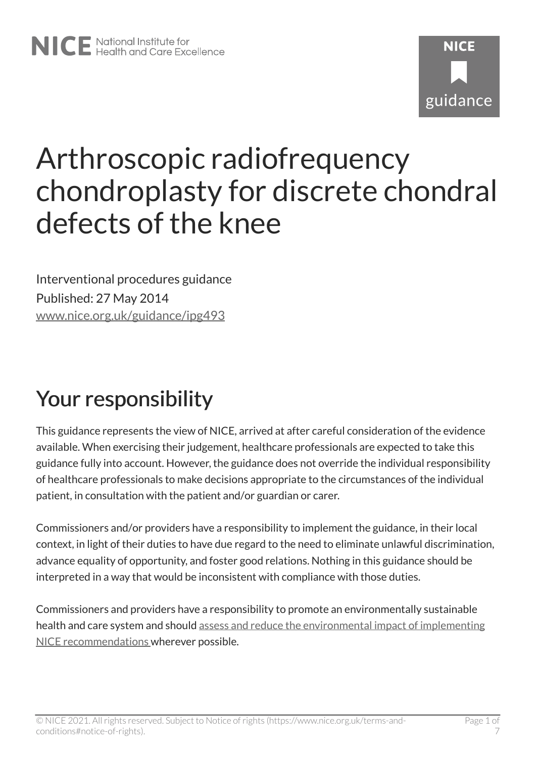# Arthroscopic radiofrequency chondroplasty for discrete chondral defects of the knee

Interventional procedures guidance

Published: 27 May 2014

[www.nice.org.uk/guidance/ipg493](http://www.nice.org.uk/guidance/ipg493)

## Your responsibility

This guidance represents the view of NICE, arrived at after careful consideration of the evidence available. When exercising their judgement, healthcare professionals are expected to take this guidance fully into account. However, the guidance does not override the individual responsibility of healthcare professionals to make decisions appropriate to the circumstances of the individual patient, in consultation with the patient and/or guardian or carer.

Commissioners and/or providers have a responsibility to implement the guidance, in their local context, in light of their duties to have due regard to the need to eliminate unlawful discrimination, advance equality of opportunity, and foster good relations. Nothing in this guidance should be interpreted in a way that would be inconsistent with compliance with those duties.

Commissioners and providers have a responsibility to promote an environmentally sustainable health and care system and should assess and reduce the environmental impact of implementing NICE recommendations wherever possible.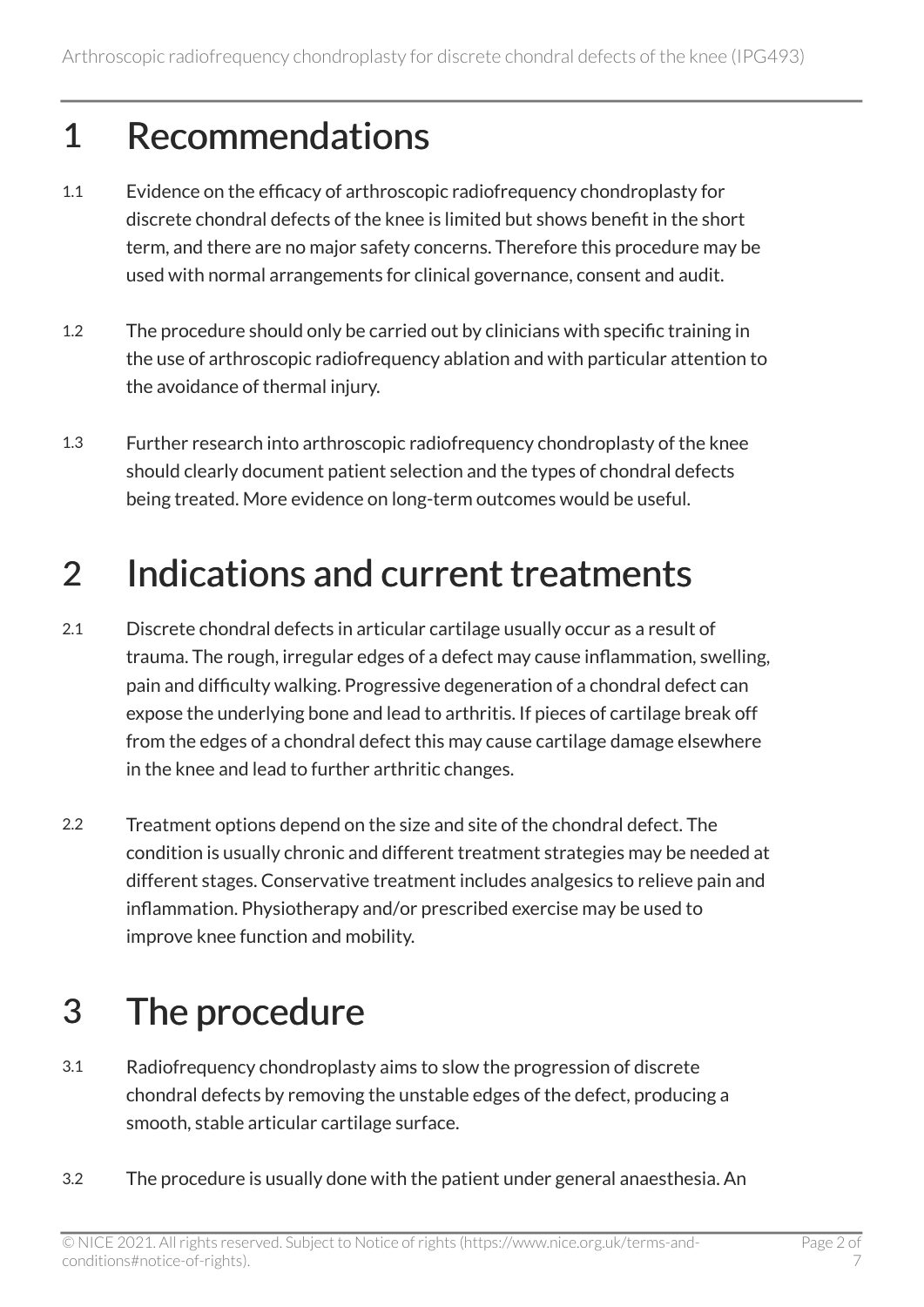# 1 Recommendations

1.1 Evidence on the efficacy of arthroscopic radiofrequency chondroplasty for discrete chondral defects of the knee is limited but shows benefit in the short term, and there are no major safety concerns. Therefore this procedure may be used with normal arrangements for clinical governance, consent and audit.

1.2 The procedure should only be carried out by clinicians with specific training in the use of arthroscopic radiofrequency ablation and with particular attention to the avoidance of thermal injury.

1.3 Further research into arthroscopic radiofrequency chondroplasty of the knee should clearly document patient selection and the types of chondral defects being treated. More evidence on long-term outcomes would be useful.

# 2 Indications and current treatments

2.1 Discrete chondral defects in articular cartilage usually occur as a result of trauma. The rough, irregular edges of a defect may cause inflammation, swelling, pain and difficulty walking. Progressive degeneration of a chondral defect can expose the underlying bone and lead to arthritis. If pieces of cartilage break off from the edges of a chondral defect this may cause cartilage damage elsewhere in the knee and lead to further arthritic changes.

2.2 Treatment options depend on the size and site of the chondral defect. The condition is usually chronic and different treatment strategies may be needed at different stages. Conservative treatment includes analgesics to relieve pain and inflammation. Physiotherapy and/or prescribed exercise may be used to improve knee function and mobility.

# 3 The procedure

3.1 Radiofrequency chondroplasty aims to slow the progression of discrete chondral defects by removing the unstable edges of the defect, producing a smooth, stable articular cartilage surface.

3.2 The procedure is usually done with the patient under general anaesthesia. An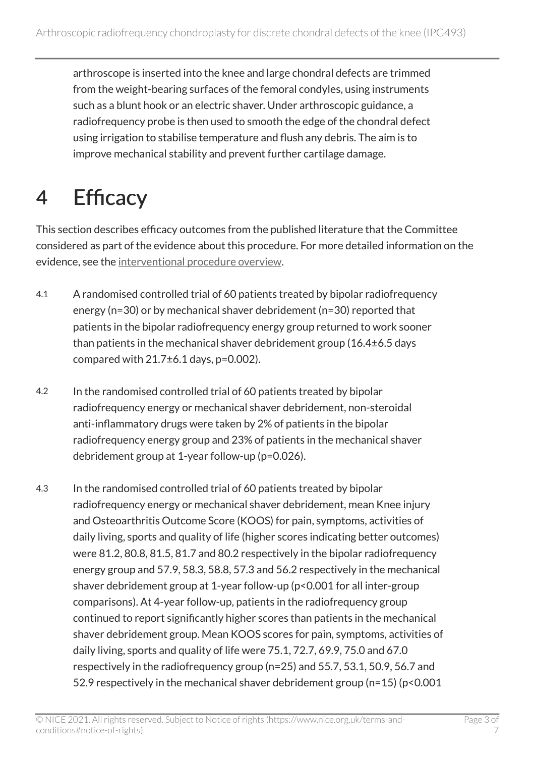arthroscope is inserted into the knee and large chondral defects are trimmed from the weight-bearing surfaces of the femoral condyles, using instruments such as a blunt hook or an electric shaver. Under arthroscopic guidance, a radiofrequency probe is then used to smooth the edge of the chondral defect using irrigation to stabilise temperature and flush any debris. The aim is to improve mechanical stability and prevent further cartilage damage.

# 4 Efficacy

This section describes efficacy outcomes from the published literature that the Committee considered as part of the evidence about this procedure. For more detailed information on the evidence, see the interventional procedure overview.

4.1 A randomised controlled trial of 60 patients treated by bipolar radiofrequency energy (n=30) or by mechanical shaver debridement (n=30) reported that patients in the bipolar radiofrequency energy group returned to work sooner than patients in the mechanical shaver debridement group (16.4±6.5 days compared with 21.7±6.1 days, p=0.002).

4.2 In the randomised controlled trial of 60 patients treated by bipolar radiofrequency energy or mechanical shaver debridement, non-steroidal anti-inflammatory drugs were taken by 2% of patients in the bipolar radiofrequency energy group and 23% of patients in the mechanical shaver debridement group at 1-year follow-up (p=0.026).

4.3 In the randomised controlled trial of 60 patients treated by bipolar radiofrequency energy or mechanical shaver debridement, mean Knee injury and Osteoarthritis Outcome Score (KOOS) for pain, symptoms, activities of daily living, sports and quality of life (higher scores indicating better outcomes) were 81.2, 80.8, 81.5, 81.7 and 80.2 respectively in the bipolar radiofrequency energy group and 57.9, 58.3, 58.8, 57.3 and 56.2 respectively in the mechanical shaver debridement group at 1-year follow-up (p<0.001 for all inter-group comparisons). At 4-year follow-up, patients in the radiofrequency group continued to report significantly higher scores than patients in the mechanical shaver debridement group. Mean KOOS scores for pain, symptoms, activities of daily living, sports and quality of life were 75.1, 72.7, 69.9, 75.0 and 67.0 respectively in the radiofrequency group (n=25) and 55.7, 53.1, 50.9, 56.7 and 52.9 respectively in the mechanical shaver debridement group (n=15) (p<0.001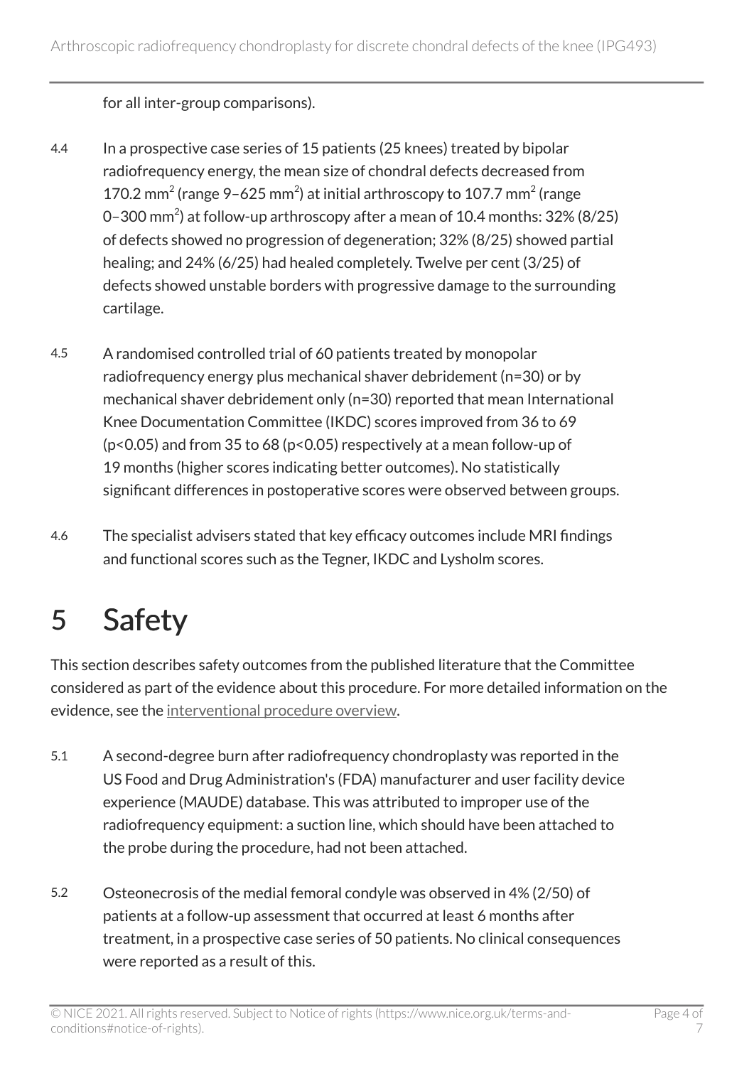for all inter-group comparisons).

4.4 In a prospective case series of 15 patients (25 knees) treated by bipolar radiofrequency energy, the mean size of chondral defects decreased from 170.2 $mm^2$ (range 9–625 $mm^2$) at initial arthroscopy to 107.7 $mm^2$ (range 0–300 $mm^2$) at follow-up arthroscopy after a mean of 10.4 months: 32% (8/25) of defects showed no progression of degeneration; 32% (8/25) showed partial healing; and 24% (6/25) had healed completely. Twelve per cent (3/25) of defects showed unstable borders with progressive damage to the surrounding cartilage.

4.5 A randomised controlled trial of 60 patients treated by monopolar radiofrequency energy plus mechanical shaver debridement (n=30) or by mechanical shaver debridement only (n=30) reported that mean International Knee Documentation Committee (IKDC) scores improved from 36 to 69 ($p<0.05$) and from 35 to 68 ($p<0.05$) respectively at a mean follow-up of 19 months (higher scores indicating better outcomes). No statistically significant differences in postoperative scores were observed between groups.

4.6 The specialist advisers stated that key efficacy outcomes include MRI findings and functional scores such as the Tegner, IKDC and Lysholm scores.

# 5 Safety

This section describes safety outcomes from the published literature that the Committee considered as part of the evidence about this procedure. For more detailed information on the evidence, see the interventional procedure overview.

5.1 A second-degree burn after radiofrequency chondroplasty was reported in the US Food and Drug Administration's (FDA) manufacturer and user facility device experience (MAUDE) database. This was attributed to improper use of the radiofrequency equipment: a suction line, which should have been attached to the probe during the procedure, had not been attached.

5.2 Osteonecrosis of the medial femoral condyle was observed in 4% (2/50) of patients at a follow-up assessment that occurred at least 6 months after treatment, in a prospective case series of 50 patients. No clinical consequences were reported as a result of this.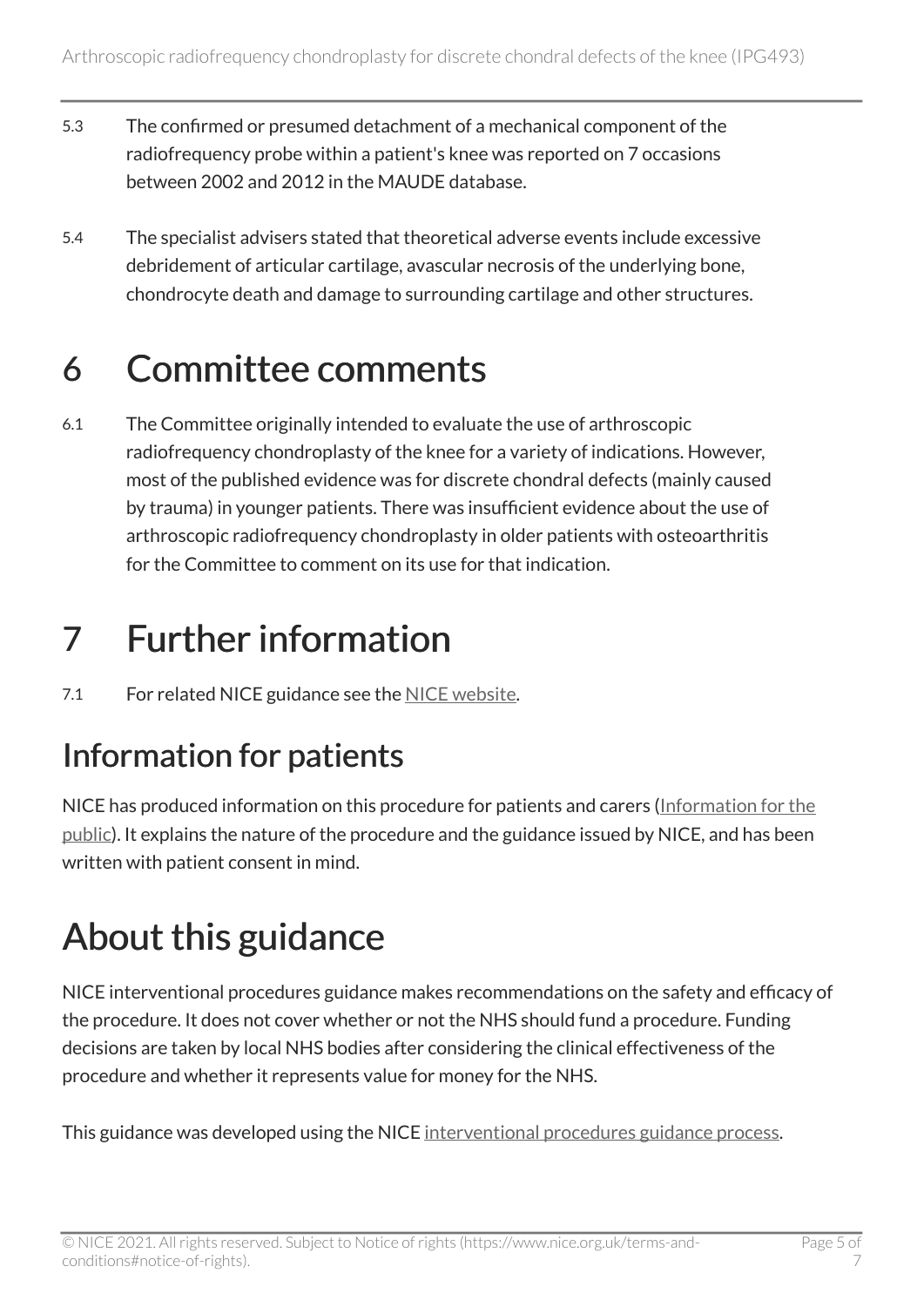5.3 The confirmed or presumed detachment of a mechanical component of the radiofrequency probe within a patient's knee was reported on 7 occasions between 2002 and 2012 in the MAUDE database.

5.4 The specialist advisers stated that theoretical adverse events include excessive debridement of articular cartilage, avascular necrosis of the underlying bone, chondrocyte death and damage to surrounding cartilage and other structures.

# 6 Committee comments

6.1 The Committee originally intended to evaluate the use of arthroscopic radiofrequency chondroplasty of the knee for a variety of indications. However, most of the published evidence was for discrete chondral defects (mainly caused by trauma) in younger patients. There was insufficient evidence about the use of arthroscopic radiofrequency chondroplasty in older patients with osteoarthritis for the Committee to comment on its use for that indication.

# 7 Further information

7.1 For related NICE guidance see the NICE website.

## Information for patients

NICE has produced information on this procedure for patients and carers (Information for the public). It explains the nature of the procedure and the guidance issued by NICE, and has been written with patient consent in mind.

# About this guidance

NICE interventional procedures guidance makes recommendations on the safety and efficacy of the procedure. It does not cover whether or not the NHS should fund a procedure. Funding decisions are taken by local NHS bodies after considering the clinical effectiveness of the procedure and whether it represents value for money for the NHS.

This guidance was developed using the NICE interventional procedures guidance process.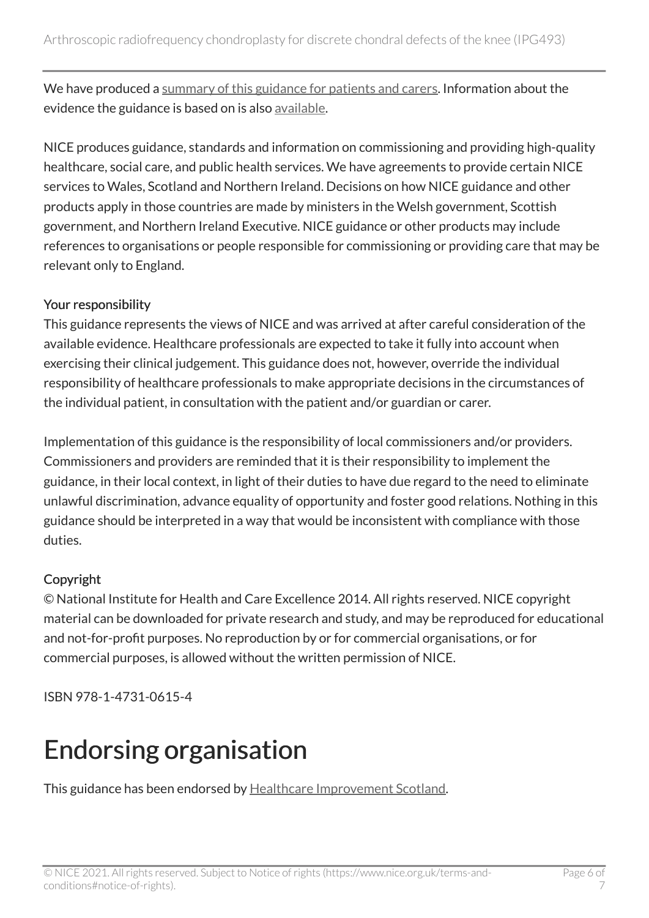We have produced a summary of this guidance for patients and carers. Information about the evidence the guidance is based on is also available.

NICE produces guidance, standards and information on commissioning and providing high-quality healthcare, social care, and public health services. We have agreements to provide certain NICE services to Wales, Scotland and Northern Ireland. Decisions on how NICE guidance and other products apply in those countries are made by ministers in the Welsh government, Scottish government, and Northern Ireland Executive. NICE guidance or other products may include references to organisations or people responsible for commissioning or providing care that may be relevant only to England.

### Your responsibility

This guidance represents the views of NICE and was arrived at after careful consideration of the available evidence. Healthcare professionals are expected to take it fully into account when exercising their clinical judgement. This guidance does not, however, override the individual responsibility of healthcare professionals to make appropriate decisions in the circumstances of the individual patient, in consultation with the patient and/or guardian or carer.

Implementation of this guidance is the responsibility of local commissioners and/or providers. Commissioners and providers are reminded that it is their responsibility to implement the guidance, in their local context, in light of their duties to have due regard to the need to eliminate unlawful discrimination, advance equality of opportunity and foster good relations. Nothing in this guidance should be interpreted in a way that would be inconsistent with compliance with those duties.

### Copyright

© National Institute for Health and Care Excellence 2014. All rights reserved. NICE copyright material can be downloaded for private research and study, and may be reproduced for educational and not-for-profit purposes. No reproduction by or for commercial organisations, or for commercial purposes, is allowed without the written permission of NICE.

ISBN 978-1-4731-0615-4

# Endorsing organisation

This guidance has been endorsed by Healthcare Improvement Scotland.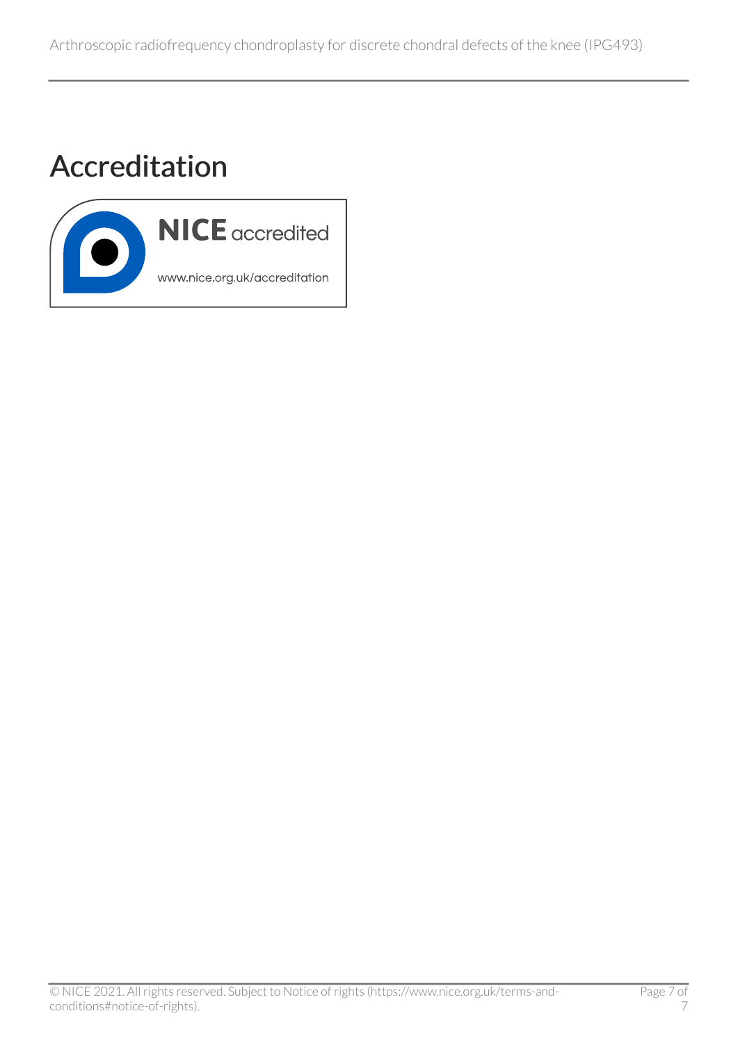# Accreditation

NICE accredited

www.nice.org.uk/accreditation